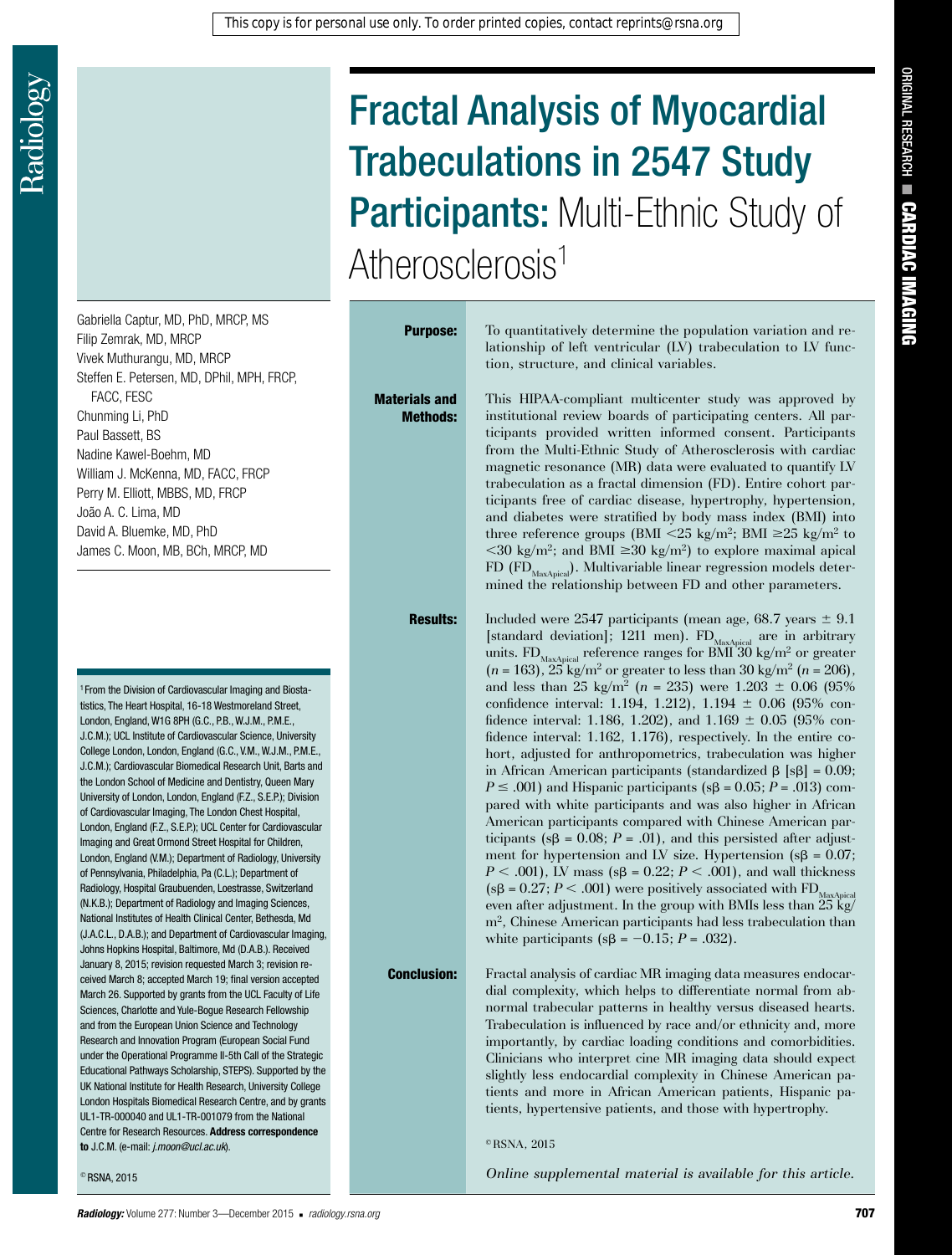# Fractal Analysis of Myocardial Trabeculations in 2547 Study Participants: Multi-Ethnic Study of Atherosclerosis[1]

Gabriella Captur, MD, PhD, MRCP, MS
Filip Zemrak, MD, MRCP
Vivek Muthurangu, MD, MRCP
Steffen E. Petersen, MD, DPhil, MPH, FRCP, FACC, FESC
Chunming Li, PhD
Paul Bassett, BS
Nadine Kawel-Boehm, MD
William J. McKenna, MD, FACC, FRCP
Perry M. Elliott, MBBS, MD, FRCP
João A. C. Lima, MD
David A. Bluemke, MD, PhD
James C. Moon, MB, BCh, MRCP, MD

**Purpose:** To quantitatively determine the population variation and relationship of left ventricular (LV) trabeculation to LV function, structure, and clinical variables.

**Materials and Methods:** This HIPAA-compliant multicenter study was approved by institutional review boards of participating centers. All participants provided written informed consent. Participants from the Multi-Ethnic Study of Atherosclerosis with cardiac magnetic resonance (MR) data were evaluated to quantify LV trabeculation as a fractal dimension (FD). Entire cohort participants free of cardiac disease, hypertrophy, hypertension, and diabetes were stratified by body mass index (BMI) into three reference groups (BMI <25 kg/m$^2$; BMI ≥25 kg/m$^2$ to <30 kg/m$^2$; and BMI ≥30 kg/m$^2$) to explore maximal apical FD ($FD_{MaxApical}$). Multivariable linear regression models determined the relationship between FD and other parameters.

**Results:** Included were 2547 participants (mean age, 68.7 years ± 9.1 [standard deviation]; 1211 men). $FD_{MaxApical}$ are in arbitrary units. $FD_{MaxApical}$ reference ranges for BMI 30 kg/m$^2$ or greater ($n$ = 163), 25 kg/m$^2$ or greater to less than 30 kg/m$^2$ ($n$ = 206), and less than 25 kg/m$^2$ ($n$ = 235) were 1.203 ± 0.06 (95% confidence interval: 1.194, 1.212), 1.194 ± 0.06 (95% confidence interval: 1.186, 1.202), and 1.169 ± 0.05 (95% confidence interval: 1.162, 1.176), respectively. In the entire cohort, adjusted for anthropometrics, trabeculation was higher in African American participants (standardized β [sβ] = 0.09; $P$ ≤ .001) and Hispanic participants (sβ = 0.05; $P$ = .013) compared with white participants and was also higher in African American participants compared with Chinese American participants (sβ = 0.08; $P$ = .01), and this persisted after adjustment for hypertension and LV size. Hypertension (sβ = 0.07; $P$ < .001), LV mass (sβ = 0.22; $P$ < .001), and wall thickness (sβ = 0.27; $P$ < .001) were positively associated with $FD_{MaxApical}$ even after adjustment. In the group with BMIs less than 25 kg/m$^2$, Chinese American participants had less trabeculation than white participants (sβ = −0.15; $P$ = .032).

**Conclusion:** Fractal analysis of cardiac MR imaging data measures endocardial complexity, which helps to differentiate normal from abnormal trabecular patterns in healthy versus diseased hearts. Trabeculation is influenced by race and/or ethnicity and, more importantly, by cardiac loading conditions and comorbidities. Clinicians who interpret cine MR imaging data should expect slightly less endocardial complexity in Chinese American patients and more in African American patients, Hispanic patients, hypertensive patients, and those with hypertrophy.

©RSNA, 2015

*Online supplemental material is available for this article.*

[1] From the Division of Cardiovascular Imaging and Biostatistics, The Heart Hospital, 16-18 Westmoreland Street, London, England, W1G 8PH (G.C., P.B., W.J.M., P.M.E., J.C.M.); UCL Institute of Cardiovascular Science, University College London, London, England (G.C., V.M., W.J.M., P.M.E., J.C.M.); Cardiovascular Biomedical Research Unit, Barts and the London School of Medicine and Dentistry, Queen Mary University of London, London, England (F.Z., S.E.P.); Division of Cardiovascular Imaging, The London Chest Hospital, London, England (F.Z., S.E.P.); UCL Center for Cardiovascular Imaging and Great Ormond Street Hospital for Children, London, England (V.M.); Department of Radiology, University of Pennsylvania, Philadelphia, Pa (C.L.); Department of Radiology, Hospital Graubuenden, Loestrasse, Switzerland (N.K.B.); Department of Radiology and Imaging Sciences, National Institutes of Health Clinical Center, Bethesda, Md (J.A.C.L., D.A.B.); and Department of Cardiovascular Imaging, Johns Hopkins Hospital, Baltimore, Md (D.A.B.). Received January 8, 2015; revision requested March 3; revision received March 8; accepted March 19; final version accepted March 26. Supported by grants from the UCL Faculty of Life Sciences, Charlotte and Yule-Bogue Research Fellowship and from the European Union Science and Technology Research and Innovation Program (European Social Fund under the Operational Programme II-5th Call of the Strategic Educational Pathways Scholarship, STEPS). Supported by the UK National Institute for Health Research, University College London Hospitals Biomedical Research Centre, and by grants UL1-TR-000040 and UL1-TR-001079 from the National Centre for Research Resources. **Address correspondence to** J.C.M. (e-mail: *j.moon@ucl.ac.uk*).

© RSNA, 2015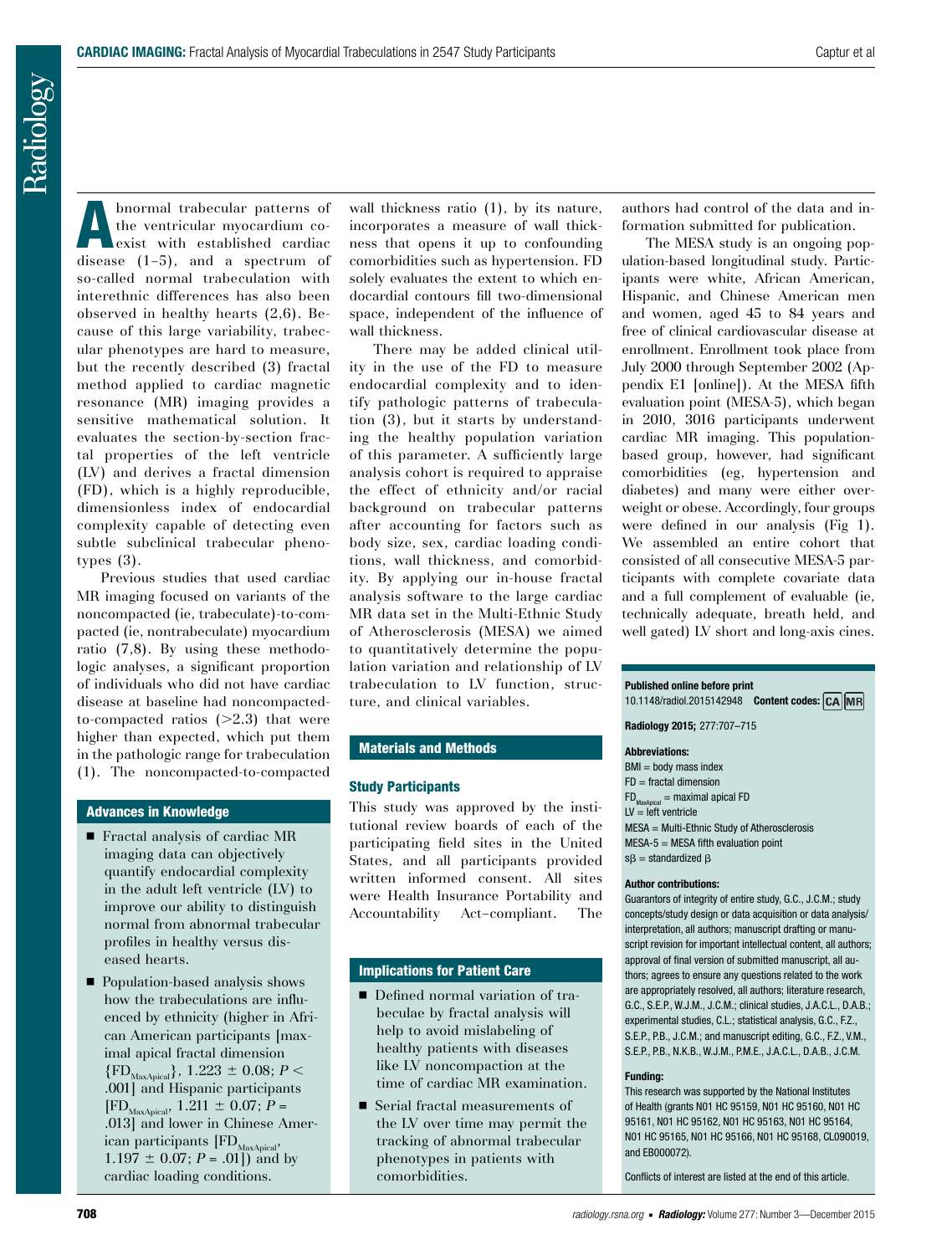Abnormal trabecular patterns of the ventricular myocardium coexist with established cardiac disease (1–5), and a spectrum of so-called normal trabeculation with interethnic differences has also been observed in healthy hearts (2,6). Because of this large variability, trabecular phenotypes are hard to measure, but the recently described (3) fractal method applied to cardiac magnetic resonance (MR) imaging provides a sensitive mathematical solution. It evaluates the section-by-section fractal properties of the left ventricle (LV) and derives a fractal dimension (FD), which is a highly reproducible, dimensionless index of endocardial complexity capable of detecting even subtle subclinical trabecular phenotypes (3).

Previous studies that used cardiac MR imaging focused on variants of the noncompacted (ie, trabeculate)-to-compacted (ie, nontrabeculate) myocardium ratio (7,8). By using these methodologic analyses, a significant proportion of individuals who did not have cardiac disease at baseline had noncompacted-to-compacted ratios (>2.3) that were higher than expected, which put them in the pathologic range for trabeculation (1). The noncompacted-to-compacted wall thickness ratio (1), by its nature, incorporates a measure of wall thickness that opens it up to confounding comorbidities such as hypertension. FD solely evaluates the extent to which endocardial contours fill two-dimensional space, independent of the influence of wall thickness.

There may be added clinical utility in the use of the FD to measure endocardial complexity and to identify pathologic patterns of trabeculation (3), but it starts by understanding the healthy population variation of this parameter. A sufficiently large analysis cohort is required to appraise the effect of ethnicity and/or racial background on trabecular patterns after accounting for factors such as body size, sex, cardiac loading conditions, wall thickness, and comorbidity. By applying our in-house fractal analysis software to the large cardiac MR data set in the Multi-Ethnic Study of Atherosclerosis (MESA) we aimed to quantitatively determine the population variation and relationship of LV trabeculation to LV function, structure, and clinical variables.

## Advances in Knowledge

- Fractal analysis of cardiac MR imaging data can objectively quantify endocardial complexity in the adult left ventricle (LV) to improve our ability to distinguish normal from abnormal trabecular profiles in healthy versus diseased hearts.
- Population-based analysis shows how the trabeculations are influenced by ethnicity (higher in African American participants [maximal apical fractal dimension {$FD_{MaxApical}$}, 1.223 ± 0.08; $P <$ .001] and Hispanic participants [$FD_{MaxApical}$, 1.211 ± 0.07; $P =$ .013] and lower in Chinese American participants [$FD_{MaxApical}$, 1.197 ± 0.07; $P =$ .01]) and by cardiac loading conditions.

## Materials and Methods

### Study Participants

This study was approved by the institutional review boards of each of the participating field sites in the United States, and all participants provided written informed consent. All sites were Health Insurance Portability and Accountability Act–compliant. The authors had control of the data and information submitted for publication.

The MESA study is an ongoing population-based longitudinal study. Participants were white, African American, Hispanic, and Chinese American men and women, aged 45 to 84 years and free of clinical cardiovascular disease at enrollment. Enrollment took place from July 2000 through September 2002 (Appendix E1 [online]). At the MESA fifth evaluation point (MESA-5), which began in 2010, 3016 participants underwent cardiac MR imaging. This population-based group, however, had significant comorbidities (eg, hypertension and diabetes) and many were either overweight or obese. Accordingly, four groups were defined in our analysis (Fig 1). We assembled an entire cohort that consisted of all consecutive MESA-5 participants with complete covariate data and a full complement of evaluable (ie, technically adequate, breath held, and well gated) LV short and long-axis cines.

## Implications for Patient Care

- Defined normal variation of trabeculae by fractal analysis will help to avoid mislabeling of healthy patients with diseases like LV noncompaction at the time of cardiac MR examination.
- Serial fractal measurements of the LV over time may permit the tracking of abnormal trabecular phenotypes in patients with comorbidities.

**Published online before print**
10.1148/radiol.2015142948 **Content codes:** CA MR

**Radiology 2015;** 277:707–715

**Abbreviations:**
BMI = body mass index
FD = fractal dimension
$FD_{MaxApical}$ = maximal apical FD
LV = left ventricle
MESA = Multi-Ethnic Study of Atherosclerosis
MESA-5 = MESA fifth evaluation point
sβ = standardized β

**Author contributions:**
Guarantors of integrity of entire study, G.C., J.C.M.; study concepts/study design or data acquisition or data analysis/interpretation, all authors; manuscript drafting or manuscript revision for important intellectual content, all authors; approval of final version of submitted manuscript, all authors; agrees to ensure any questions related to the work are appropriately resolved, all authors; literature research, G.C., S.E.P., W.J.M., J.C.M.; clinical studies, J.A.C.L., D.A.B.; experimental studies, C.L.; statistical analysis, G.C., F.Z.; and manuscript editing, G.C., F.Z., V.M., S.E.P., P.B., N.K.B., W.J.M., P.M.E., J.A.C.L., D.A.B., J.C.M.

**Funding:**
This research was supported by the National Institutes of Health (grants N01 HC 95159, N01 HC 95160, N01 HC 95161, N01 HC 95162, N01 HC 95163, N01 HC 95164, N01 HC 95165, N01 HC 95166, N01 HC 95168, CL090019, and EB000072).

Conflicts of interest are listed at the end of this article.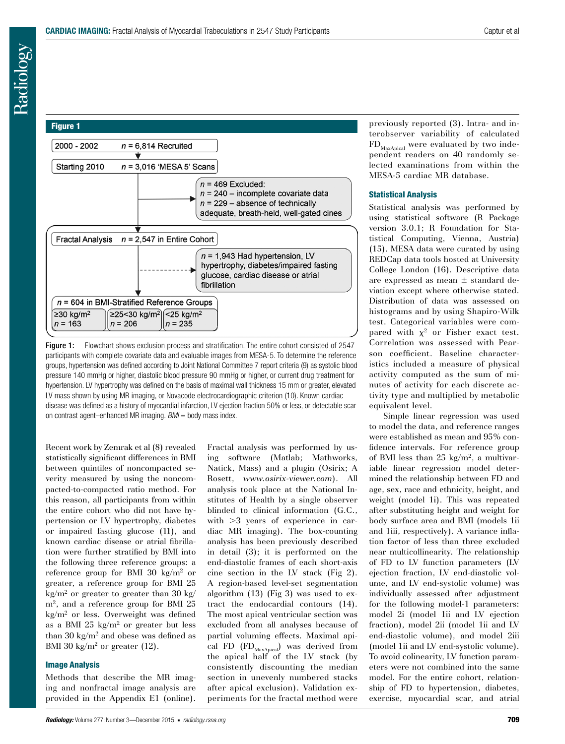**Figure 1**

2000 - 2002 — n = 6,814 Recruited

Starting 2010 — n = 3,016 'MESA 5' Scans

n = 469 Excluded:
n = 240 – incomplete covariate data
n = 229 – absence of technically adequate, breath-held, well-gated cines

Fractal Analysis — n = 2,547 in Entire Cohort

n = 1,943 Had hypertension, LV hypertrophy, diabetes/impaired fasting glucose, cardiac disease or atrial fibrillation

n = 604 in BMI-Stratified Reference Groups

| ≥30 kg/m² | ≥25<30 kg/m² | <25 kg/m² |
|---|---|---|
| n = 163 | n = 206 | n = 235 |

**Figure 1:** Flowchart shows exclusion process and stratification. The entire cohort consisted of 2547 participants with complete covariate data and evaluable images from MESA-5. To determine the reference groups, hypertension was defined according to Joint National Committee 7 report criteria (9) as systolic blood pressure 140 mmHg or higher, diastolic blood pressure 90 mmHg or higher, or current drug treatment for hypertension. LV hypertrophy was defined on the basis of maximal wall thickness 15 mm or greater, elevated LV mass shown by using MR imaging, or Novacode electrocardiographic criterion (10). Known cardiac disease was defined as a history of myocardial infarction, LV ejection fraction 50% or less, or detectable scar on contrast agent–enhanced MR imaging. *BMI* = body mass index.

Recent work by Zemrak et al (8) revealed statistically significant differences in BMI between quintiles of noncompacted severity measured by using the noncompacted-to-compacted ratio method. For this reason, all participants from within the entire cohort who did not have hypertension or LV hypertrophy, diabetes or impaired fasting glucose (11), and known cardiac disease or atrial fibrillation were further stratified by BMI into the following three reference groups: a reference group for BMI 30 kg/m² or greater, a reference group for BMI 25 kg/m² or greater to greater than 30 kg/m², and a reference group for BMI 25 kg/m² or less. Overweight was defined as a BMI 25 kg/m² or greater but less than 30 kg/m² and obese was defined as BMI 30 kg/m² or greater (12).

### Image Analysis

Methods that describe the MR imaging and nonfractal image analysis are provided in the Appendix E1 (online).

Fractal analysis was performed by using software (Matlab; Mathworks, Natick, Mass) and a plugin (Osirix; A Rosett, *www.osirix-viewer.com*). All analysis took place at the National Institutes of Health by a single observer blinded to clinical information (G.C., with >3 years of experience in cardiac MR imaging). The box-counting analysis has been previously described in detail (3); it is performed on the end-diastolic frames of each short-axis cine section in the LV stack (Fig 2). A region-based level-set segmentation algorithm (13) (Fig 3) was used to extract the endocardial contours (14). The most apical ventricular section was excluded from all analyses because of partial voluming effects. Maximal apical FD ($FD_{MaxApical}$) was derived from the apical half of the LV stack (by consistently discounting the median section in unevenly numbered stacks after apical exclusion). Validation experiments for the fractal method were previously reported (3). Intra- and interobserver variability of calculated $FD_{MaxApical}$ were evaluated by two independent readers on 40 randomly selected examinations from within the MESA-5 cardiac MR database.

### Statistical Analysis

Statistical analysis was performed by using statistical software (R Package version 3.0.1; R Foundation for Statistical Computing, Vienna, Austria) (15). MESA data were curated by using REDCap data tools hosted at University College London (16). Descriptive data are expressed as mean ± standard deviation except where otherwise stated. Distribution of data was assessed on histograms and by using Shapiro-Wilk test. Categorical variables were compared with $\chi^2$ or Fisher exact test. Correlation was assessed with Pearson coefficient. Baseline characteristics included a measure of physical activity computed as the sum of minutes of activity for each discrete activity type and multiplied by metabolic equivalent level.

Simple linear regression was used to model the data, and reference ranges were established as mean and 95% confidence intervals. For reference group of BMI less than 25 kg/m², a multivariable linear regression model determined the relationship between FD and age, sex, race and ethnicity, height, and weight (model 1i). This was repeated after substituting height and weight for body surface area and BMI (models 1ii and 1iii, respectively). A variance inflation factor of less than three excluded near multicollinearity. The relationship of FD to LV function parameters (LV ejection fraction, LV end-diastolic volume, and LV end-systolic volume) was individually assessed after adjustment for the following model-1 parameters: model 2i (model 1ii and LV ejection fraction), model 2ii (model 1ii and LV end-diastolic volume), and model 2iii (model 1ii and LV end-systolic volume). To avoid colinearity, LV function parameters were not combined into the same model. For the entire cohort, relationship of FD to hypertension, diabetes, exercise, myocardial scar, and atrial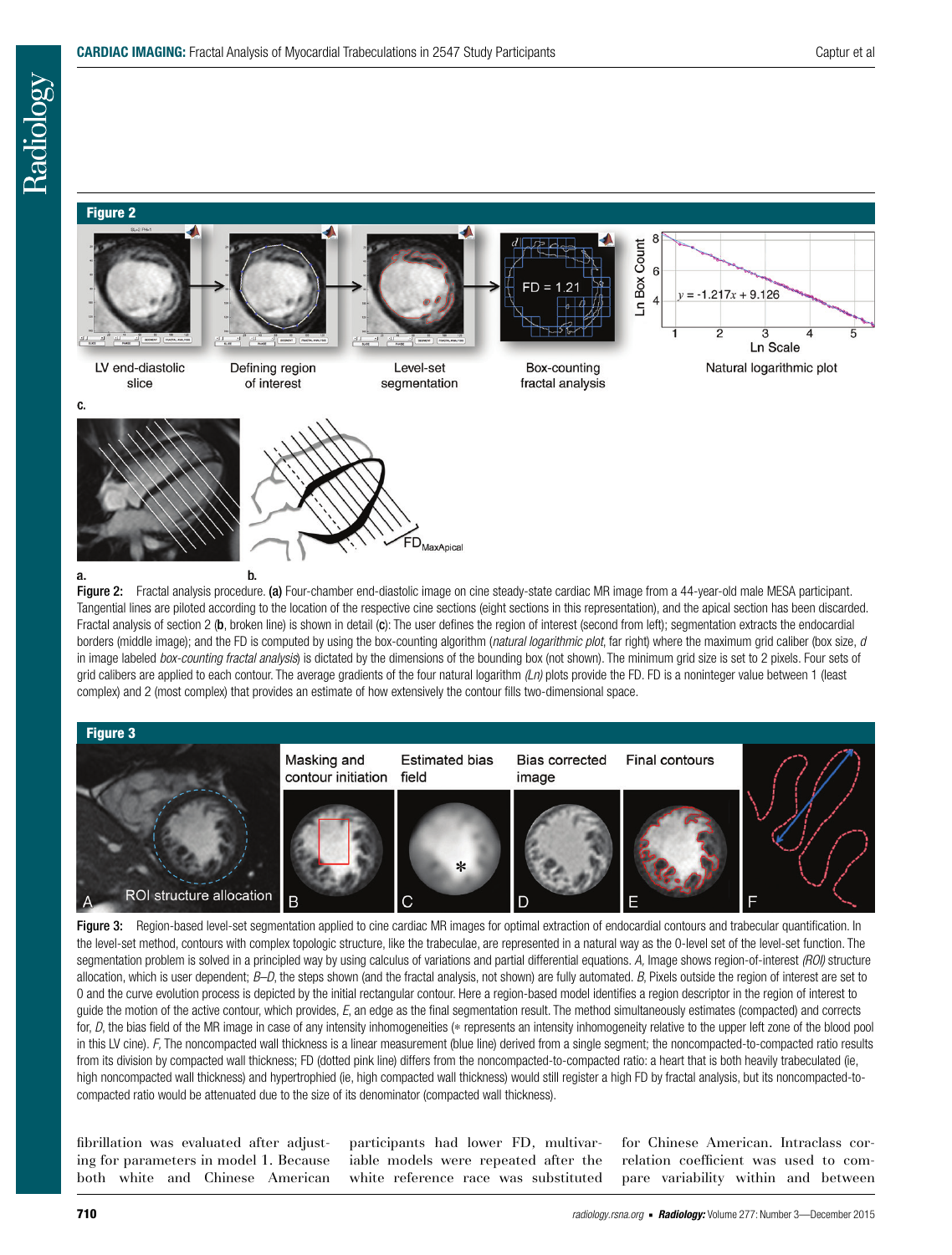## Figure 2

**Figure 2:** Fractal analysis procedure. **(a)** Four-chamber end-diastolic image on cine steady-state cardiac MR image from a 44-year-old male MESA participant. Tangential lines are piloted according to the location of the respective cine sections (eight sections in this representation), and the apical section has been discarded. Fractal analysis of section 2 (**b**, broken line) is shown in detail (**c**): The user defines the region of interest (second from left); segmentation extracts the endocardial borders (middle image); and the FD is computed by using the box-counting algorithm (*natural logarithmic plot*, far right) where the maximum grid caliber (box size, *d* in image labeled *box-counting fractal analysis*) is dictated by the dimensions of the bounding box (not shown). The minimum grid size is set to 2 pixels. Four sets of grid calibers are applied to each contour. The average gradients of the four natural logarithm *(Ln)* plots provide the FD. FD is a noninteger value between 1 (least complex) and 2 (most complex) that provides an estimate of how extensively the contour fills two-dimensional space.

## Figure 3

**Figure 3:** Region-based level-set segmentation applied to cine cardiac MR images for optimal extraction of endocardial contours and trabecular quantification. In the level-set method, contours with complex topologic structure, like the trabeculae, are represented in a natural way as the 0-level set of the level-set function. The segmentation problem is solved in a principled way by using calculus of variations and partial differential equations. *A,* Image shows region-of-interest *(ROI)* structure allocation, which is user dependent; *B–D,* the steps shown (and the fractal analysis, not shown) are fully automated. *B,* Pixels outside the region of interest are set to 0 and the curve evolution process is depicted by the initial rectangular contour. Here a region-based model identifies a region descriptor in the region of interest to guide the motion of the active contour, which provides, *E,* an edge as the final segmentation result. The method simultaneously estimates (compacted) and corrects for, *D,* the bias field of the MR image in case of any intensity inhomogeneities (* represents an intensity inhomogeneity relative to the upper left zone of the blood pool in this LV cine). *F,* The noncompacted wall thickness is a linear measurement (blue line) derived from a single segment; the noncompacted-to-compacted ratio results from its division by compacted wall thickness; FD (dotted pink line) differs from the noncompacted-to-compacted ratio: a heart that is both heavily trabeculated (ie, high noncompacted wall thickness) and hypertrophied (ie, high compacted wall thickness) would still register a high FD by fractal analysis, but its noncompacted-to-compacted ratio would be attenuated due to the size of its denominator (compacted wall thickness).

fibrillation was evaluated after adjusting for parameters in model 1. Because both white and Chinese American participants had lower FD, multivariable models were repeated after the white reference race was substituted for Chinese American. Intraclass correlation coefficient was used to compare variability within and between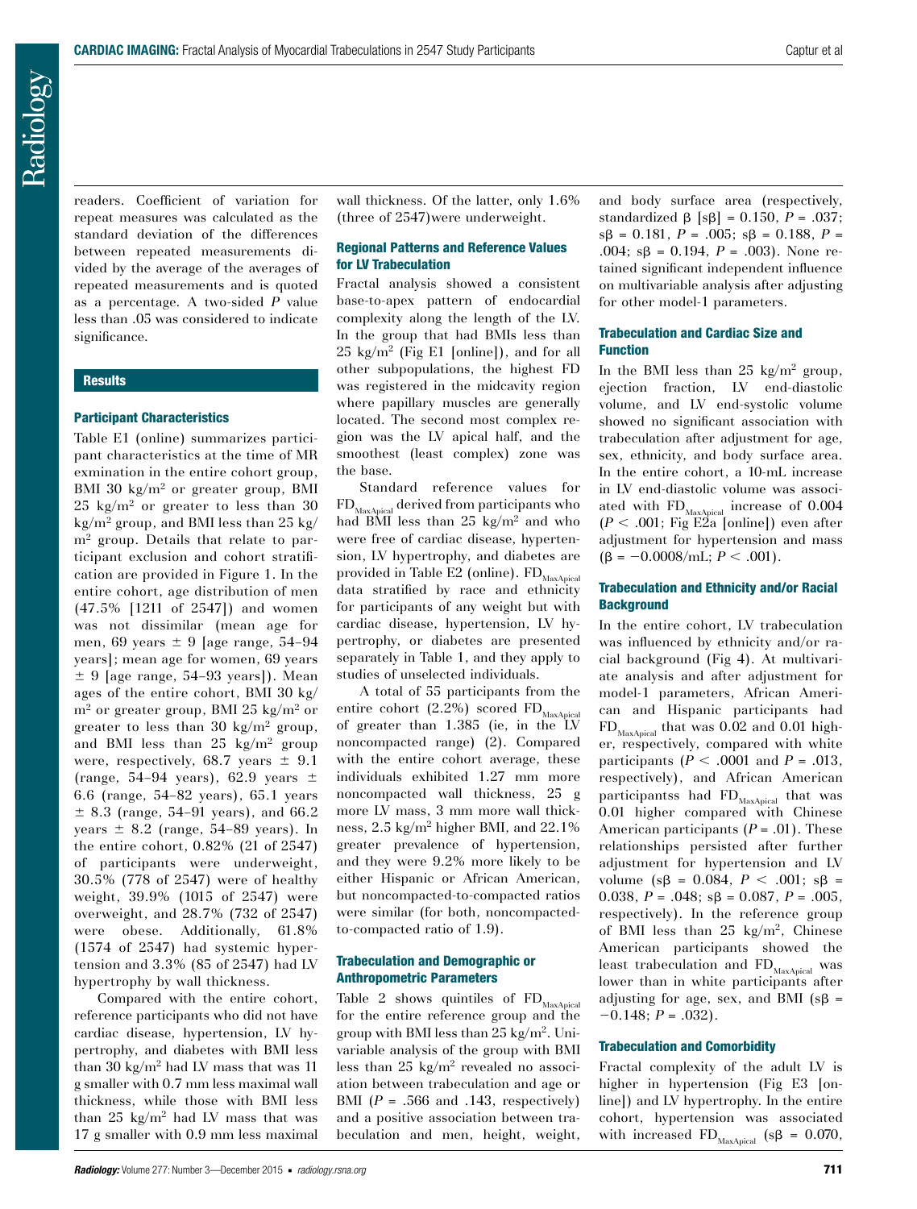readers. Coefficient of variation for repeat measures was calculated as the standard deviation of the differences between repeated measurements divided by the average of the averages of repeated measurements and is quoted as a percentage. A two-sided $P$ value less than .05 was considered to indicate significance.

## Results

### Participant Characteristics

Table E1 (online) summarizes participant characteristics at the time of MR exmination in the entire cohort group, BMI 30 kg/m$^2$ or greater group, BMI 25 kg/m$^2$ or greater to less than 30 kg/m$^2$ group, and BMI less than 25 kg/m$^2$ group. Details that relate to participant exclusion and cohort stratification are provided in Figure 1. In the entire cohort, age distribution of men (47.5% [1211 of 2547]) and women was not dissimilar (mean age for men, 69 years ± 9 [age range, 54–94 years]; mean age for women, 69 years ± 9 [age range, 54–93 years]). Mean ages of the entire cohort, BMI 30 kg/m$^2$ or greater group, BMI 25 kg/m$^2$ or greater to less than 30 kg/m$^2$ group, and BMI less than 25 kg/m$^2$ group were, respectively, 68.7 years ± 9.1 (range, 54–94 years), 62.9 years ± 6.6 (range, 54–82 years), 65.1 years ± 8.3 (range, 54–91 years), and 66.2 years ± 8.2 (range, 54–89 years). In the entire cohort, 0.82% (21 of 2547) of participants were underweight, 30.5% (778 of 2547) were of healthy weight, 39.9% (1015 of 2547) were overweight, and 28.7% (732 of 2547) were obese. Additionally, 61.8% (1574 of 2547) had systemic hypertension and 3.3% (85 of 2547) had LV hypertrophy by wall thickness.

Compared with the entire cohort, reference participants who did not have cardiac disease, hypertension, LV hypertrophy, and diabetes with BMI less than 30 kg/m$^2$ had LV mass that was 11 g smaller with 0.7 mm less maximal wall thickness, while those with BMI less than 25 kg/m$^2$ had LV mass that was 17 g smaller with 0.9 mm less maximal wall thickness. Of the latter, only 1.6% (three of 2547)were underweight.

### Regional Patterns and Reference Values for LV Trabeculation

Fractal analysis showed a consistent base-to-apex pattern of endocardial complexity along the length of the LV. In the group that had BMIs less than 25 kg/m$^2$ (Fig E1 [online]), and for all other subpopulations, the highest FD was registered in the midcavity region where papillary muscles are generally located. The second most complex region was the LV apical half, and the smoothest (least complex) zone was the base.

Standard reference values for $FD_{MaxApical}$ derived from participants who had BMI less than 25 kg/m$^2$ and who were free of cardiac disease, hypertension, LV hypertrophy, and diabetes are provided in Table E2 (online). $FD_{MaxApical}$ data stratified by race and ethnicity for participants of any weight but with cardiac disease, hypertension, LV hypertrophy, or diabetes are presented separately in Table 1, and they apply to studies of unselected individuals.

A total of 55 participants from the entire cohort (2.2%) scored $FD_{MaxApical}$ of greater than 1.385 (ie, in the LV noncompacted range) (2). Compared with the entire cohort average, these individuals exhibited 1.27 mm more noncompacted wall thickness, 25 g more LV mass, 3 mm more wall thickness, 2.5 kg/m$^2$ higher BMI, and 22.1% greater prevalence of hypertension, and they were 9.2% more likely to be either Hispanic or African American, but noncompacted-to-compacted ratios were similar (for both, noncompacted-to-compacted ratio of 1.9).

### Trabeculation and Demographic or Anthropometric Parameters

Table 2 shows quintiles of $FD_{MaxApical}$ for the entire reference group and the group with BMI less than 25 kg/m$^2$. Univariable analysis of the group with BMI less than 25 kg/m$^2$ revealed no association between trabeculation and age or BMI ($P$ = .566 and .143, respectively) and a positive association between trabeculation and men, height, weight, and body surface area (respectively, standardized β [sβ] = 0.150, $P$ = .037; sβ = 0.181, $P$ = .005; sβ = 0.188, $P$ = .004; sβ = 0.194, $P$ = .003). None retained significant independent influence on multivariable analysis after adjusting for other model-1 parameters.

### Trabeculation and Cardiac Size and Function

In the BMI less than 25 kg/m$^2$ group, ejection fraction, LV end-diastolic volume, and LV end-systolic volume showed no significant association with trabeculation after adjustment for age, sex, ethnicity, and body surface area. In the entire cohort, a 10-mL increase in LV end-diastolic volume was associated with $FD_{MaxApical}$ increase of 0.004 ($P$ < .001; Fig E2a [online]) even after adjustment for hypertension and mass (β = −0.0008/mL; $P$ < .001).

### Trabeculation and Ethnicity and/or Racial Background

In the entire cohort, LV trabeculation was influenced by ethnicity and/or racial background (Fig 4). At multivariate analysis and after adjustment for model-1 parameters, African American and Hispanic participants had $FD_{MaxApical}$ that was 0.02 and 0.01 higher, respectively, compared with white participants ($P$ < .0001 and $P$ = .013, respectively), and African American participantss had $FD_{MaxApical}$ that was 0.01 higher compared with Chinese American participants ($P$ = .01). These relationships persisted after further adjustment for hypertension and LV volume (sβ = 0.084, $P$ < .001; sβ = 0.038, $P$ = .048; sβ = 0.087, $P$ = .005, respectively). In the reference group of BMI less than 25 kg/m$^2$, Chinese American participants showed the least trabeculation and $FD_{MaxApical}$ was lower than in white participants after adjusting for age, sex, and BMI (sβ = −0.148; $P$ = .032).

### Trabeculation and Comorbidity

Fractal complexity of the adult LV is higher in hypertension (Fig E3 [online]) and LV hypertrophy. In the entire cohort, hypertension was associated with increased $FD_{MaxApical}$ (sβ = 0.070,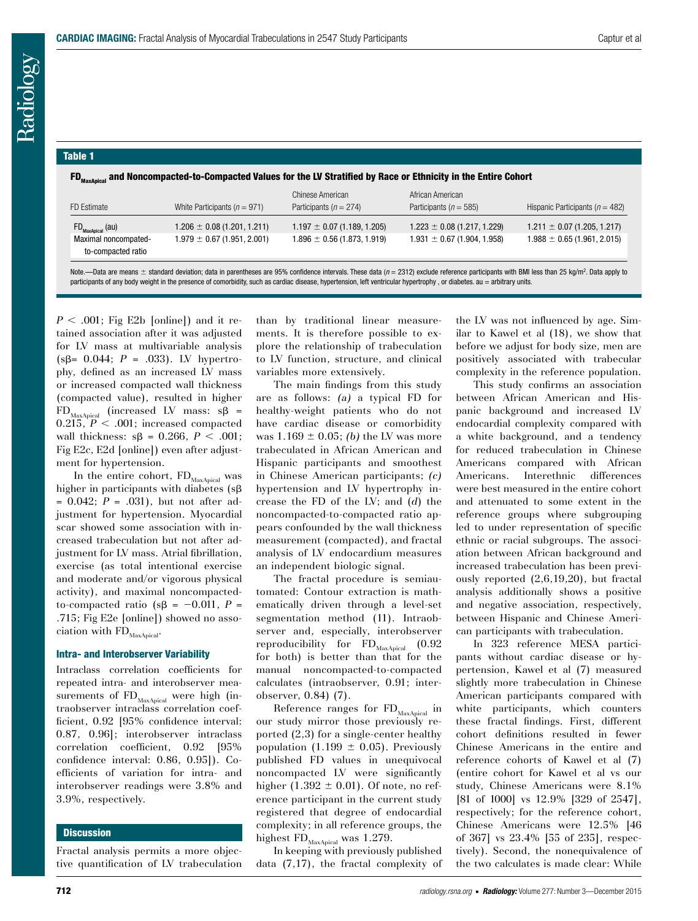**Table 1**

**$FD_{MaxApical}$ and Noncompacted-to-Compacted Values for the LV Stratified by Race or Ethnicity in the Entire Cohort**

| FD Estimate | White Participants ($n$ = 971) | Chinese American Participants ($n$ = 274) | African American Participants ($n$ = 585) | Hispanic Participants ($n$ = 482) |
|---|---|---|---|---|
| $FD_{MaxApical}$ (au) | 1.206 ± 0.08 (1.201, 1.211) | 1.197 ± 0.07 (1.189, 1.205) | 1.223 ± 0.08 (1.217, 1.229) | 1.211 ± 0.07 (1.205, 1.217) |
| Maximal noncompacted-to-compacted ratio | 1.979 ± 0.67 (1.951, 2.001) | 1.896 ± 0.56 (1.873, 1.919) | 1.931 ± 0.67 (1.904, 1.958) | 1.988 ± 0.65 (1.961, 2.015) |

Note.—Data are means ± standard deviation; data in parentheses are 95% confidence intervals. These data ($n$ = 2312) exclude reference participants with BMI less than 25 kg/m$^2$. Data apply to participants of any body weight in the presence of comorbidity, such as cardiac disease, hypertension, left ventricular hypertrophy , or diabetes. au = arbitrary units.

$P$ < .001; Fig E2b [online]) and it retained association after it was adjusted for LV mass at multivariable analysis (sβ= 0.044; $P$ = .033). LV hypertrophy, defined as an increased LV mass or increased compacted wall thickness (compacted value), resulted in higher $FD_{MaxApical}$ (increased LV mass: sβ = 0.215, $P$ < .001; increased compacted wall thickness: sβ = 0.266, $P$ < .001; Fig E2c, E2d [online]) even after adjustment for hypertension.

In the entire cohort, $FD_{MaxApical}$ was higher in participants with diabetes (sβ = 0.042; $P$ = .031), but not after adjustment for hypertension. Myocardial scar showed some association with increased trabeculation but not after adjustment for LV mass. Atrial fibrillation, exercise (as total intentional exercise and moderate and/or vigorous physical activity), and maximal noncompacted-to-compacted ratio (sβ = −0.011, $P$ = .715; Fig E2e [online]) showed no association with $FD_{MaxApical}$.

### Intra- and Interobserver Variability

Intraclass correlation coefficients for repeated intra- and interobserver measurements of $FD_{MaxApical}$ were high (intraobserver intraclass correlation coefficient, 0.92 [95% confidence interval: 0.87, 0.96]; interobserver intraclass correlation coefficient, 0.92 [95% confidence interval: 0.86, 0.95]). Coefficients of variation for intra- and interobserver readings were 3.8% and 3.9%, respectively.

## Discussion

Fractal analysis permits a more objective quantification of LV trabeculation than by traditional linear measurements. It is therefore possible to explore the relationship of trabeculation to LV function, structure, and clinical variables more extensively.

The main findings from this study are as follows: *(a)* a typical FD for healthy-weight patients who do not have cardiac disease or comorbidity was 1.169 ± 0.05; *(b)* the LV was more trabeculated in African American and Hispanic participants and smoothest in Chinese American participants; *(c)* hypertension and LV hypertrophy increase the FD of the LV; and *(d)* the noncompacted-to-compacted ratio appears confounded by the wall thickness measurement (compacted), and fractal analysis of LV endocardium measures an independent biologic signal.

The fractal procedure is semiautomated: Contour extraction is mathematically driven through a level-set segmentation method (11). Intraobserver and, especially, interobserver reproducibility for $FD_{MaxApical}$ (0.92 for both) is better than that for the manual noncompacted-to-compacted calculates (intraobserver, 0.91; interobserver, 0.84) (7).

Reference ranges for $FD_{MaxApical}$ in our study mirror those previously reported (2,3) for a single-center healthy population (1.199 ± 0.05). Previously published FD values in unequivocal noncompacted LV were significantly higher (1.392 ± 0.01). Of note, no reference participant in the current study registered that degree of endocardial complexity; in all reference groups, the highest $FD_{MaxApical}$ was 1.279.

In keeping with previously published data (7,17), the fractal complexity of the LV was not influenced by age. Similar to Kawel et al (18), we show that before we adjust for body size, men are positively associated with trabecular complexity in the reference population.

This study confirms an association between African American and Hispanic background and increased LV endocardial complexity compared with a white background, and a tendency for reduced trabeculation in Chinese Americans compared with African Americans. Interethnic differences were best measured in the entire cohort and attenuated to some extent in the reference groups where subgrouping led to under representation of specific ethnic or racial subgroups. The association between African background and increased trabeculation has been previously reported (2,6,19,20), but fractal analysis additionally shows a positive and negative association, respectively, between Hispanic and Chinese American participants with trabeculation.

In 323 reference MESA participants without cardiac disease or hypertension, Kawel et al (7) measured slightly more trabeculation in Chinese American participants compared with white participants, which counters these fractal findings. First, different cohort definitions resulted in fewer Chinese Americans in the entire and reference cohorts of Kawel et al (7) (entire cohort for Kawel et al vs our study, Chinese Americans were 8.1% [81 of 1000] vs 12.9% [329 of 2547], respectively; for the reference cohort, Chinese Americans were 12.5% [46 of 367] vs 23.4% [55 of 235], respectively). Second, the nonequivalence of the two calculates is made clear: While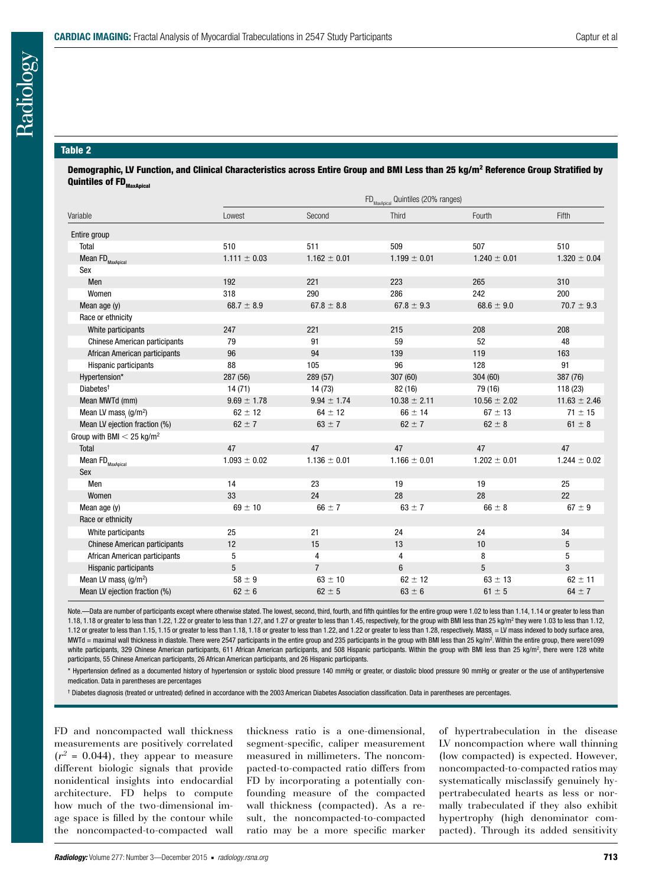**Table 2**

**Demographic, LV Function, and Clinical Characteristics across Entire Group and BMI Less than 25 kg/m² Reference Group Stratified by Quintiles of $FD_{MaxApical}$**

| | $FD_{MaxApical}$ Quintiles (20% ranges) | | | | |
|---|---|---|---|---|---|
| Variable | Lowest | Second | Third | Fourth | Fifth |
| Entire group | | | | | |
| Total | 510 | 511 | 509 | 507 | 510 |
| Mean $FD_{MaxApical}$ | 1.111 ± 0.03 | 1.162 ± 0.01 | 1.199 ± 0.01 | 1.240 ± 0.01 | 1.320 ± 0.04 |
| Sex | | | | | |
| Men | 192 | 221 | 223 | 265 | 310 |
| Women | 318 | 290 | 286 | 242 | 200 |
| Mean age (y) | 68.7 ± 8.9 | 67.8 ± 8.8 | 67.8 ± 9.3 | 68.6 ± 9.0 | 70.7 ± 9.3 |
| Race or ethnicity | | | | | |
| White participants | 247 | 221 | 215 | 208 | 208 |
| Chinese American participants | 79 | 91 | 59 | 52 | 48 |
| African American participants | 96 | 94 | 139 | 119 | 163 |
| Hispanic participants | 88 | 105 | 96 | 128 | 91 |
| Hypertension* | 287 (56) | 289 (57) | 307 (60) | 304 (60) | 387 (76) |
| Diabetes† | 14 (71) | 14 (73) | 82 (16) | 79 (16) | 118 (23) |
| Mean MWTd (mm) | 9.69 ± 1.78 | 9.94 ± 1.74 | 10.38 ± 2.11 | 10.56 ± 2.02 | 11.63 ± 2.46 |
| Mean LV $mass_i$ (g/m²) | 62 ± 12 | 64 ± 12 | 66 ± 14 | 67 ± 13 | 71 ± 15 |
| Mean LV ejection fraction (%) | 62 ± 7 | 63 ± 7 | 62 ± 7 | 62 ± 8 | 61 ± 8 |
| Group with BMI < 25 kg/m² | | | | | |
| Total | 47 | 47 | 47 | 47 | 47 |
| Mean $FD_{MaxApical}$ | 1.093 ± 0.02 | 1.136 ± 0.01 | 1.166 ± 0.01 | 1.202 ± 0.01 | 1.244 ± 0.02 |
| Sex | | | | | |
| Men | 14 | 23 | 19 | 19 | 25 |
| Women | 33 | 24 | 28 | 28 | 22 |
| Mean age (y) | 69 ± 10 | 66 ± 7 | 63 ± 7 | 66 ± 8 | 67 ± 9 |
| Race or ethnicity | | | | | |
| White participants | 25 | 21 | 24 | 24 | 34 |
| Chinese American participants | 12 | 15 | 13 | 10 | 5 |
| African American participants | 5 | 4 | 4 | 8 | 5 |
| Hispanic participants | 5 | 7 | 6 | 5 | 3 |
| Mean LV $mass_i$ (g/m²) | 58 ± 9 | 63 ± 10 | 62 ± 12 | 63 ± 13 | 62 ± 11 |
| Mean LV ejection fraction (%) | 62 ± 6 | 62 ± 5 | 63 ± 6 | 61 ± 5 | 64 ± 7 |

Note.—Data are number of participants except where otherwise stated. The lowest, second, third, fourth, and fifth quintiles for the entire group were 1.02 to less than 1.14, 1.14 or greater to less than 1.18, 1.18 or greater to less than 1.22, 1.22 or greater to less than 1.27, and 1.27 or greater to less than 1.45, respectively, for the group with BMI less than 25 kg/m² they were 1.03 to less than 1.12, 1.12 or greater to less than 1.15, 1.15 or greater to less than 1.18, 1.18 or greater to less than 1.22, and 1.22 or greater to less than 1.28, respectively. $Mass_i$ = LV mass indexed to body surface area, MWTd = maximal wall thickness in diastole. There were 2547 participants in the entire group and 235 participants in the group with BMI less than 25 kg/m². Within the entire group, there were1099 white participants, 329 Chinese American participants, 611 African American participants, and 508 Hispanic participants. Within the group with BMI less than 25 kg/m², there were 128 white participants, 55 Chinese American participants, 26 African American participants, and 26 Hispanic participants.

\* Hypertension defined as a documented history of hypertension or systolic blood pressure 140 mmHg or greater, or diastolic blood pressure 90 mmHg or greater or the use of antihypertensive medication. Data in parentheses are percentages

† Diabetes diagnosis (treated or untreated) defined in accordance with the 2003 American Diabetes Association classification. Data in parentheses are percentages.

FD and noncompacted wall thickness measurements are positively correlated ($r^2$ = 0.044), they appear to measure different biologic signals that provide nonidentical insights into endocardial architecture. FD helps to compute how much of the two-dimensional image space is filled by the contour while the noncompacted-to-compacted wall thickness ratio is a one-dimensional, segment-specific, caliper measurement measured in millimeters. The noncompacted-to-compacted ratio differs from FD by incorporating a potentially confounding measure of the compacted wall thickness (compacted). As a result, the noncompacted-to-compacted ratio may be a more specific marker of hypertrabeculation in the disease LV noncompaction where wall thinning (low compacted) is expected. However, noncompacted-to-compacted ratios may systematically misclassify genuinely hypertrabeculated hearts as less or normally trabeculated if they also exhibit hypertrophy (high denominator compacted). Through its added sensitivity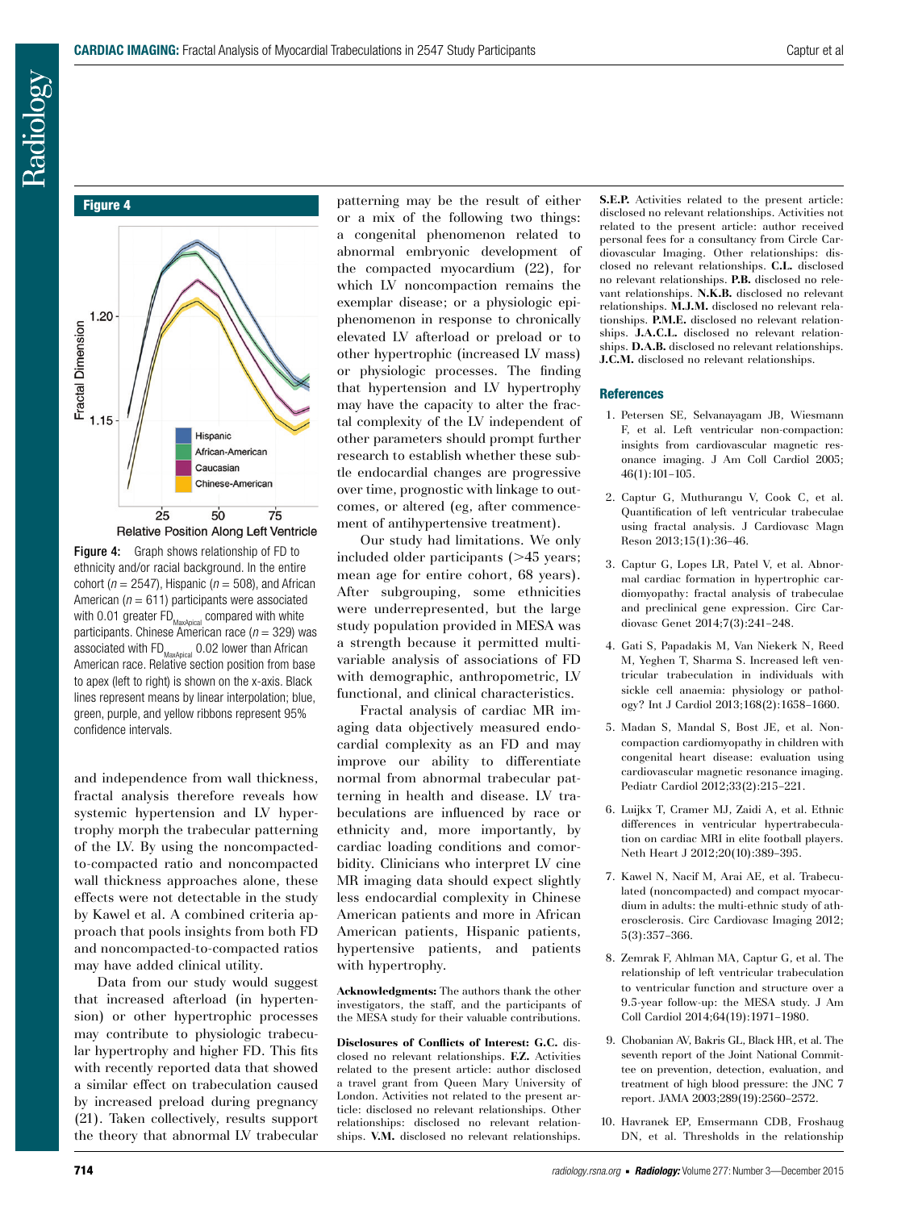**Figure 4**

Figure 4: Graph shows relationship of FD to ethnicity and/or racial background. In the entire cohort ($n$ = 2547), Hispanic ($n$ = 508), and African American ($n$ = 611) participants were associated with 0.01 greater $FD_{MaxApical}$ compared with white participants. Chinese American race ($n$ = 329) was associated with $FD_{MaxApical}$ 0.02 lower than African American race. Relative section position from base to apex (left to right) is shown on the x-axis. Black lines represent means by linear interpolation; blue, green, purple, and yellow ribbons represent 95% confidence intervals.

and independence from wall thickness, fractal analysis therefore reveals how systemic hypertension and LV hypertrophy morph the trabecular patterning of the LV. By using the noncompacted-to-compacted ratio and noncompacted wall thickness approaches alone, these effects were not detectable in the study by Kawel et al. A combined criteria approach that pools insights from both FD and noncompacted-to-compacted ratios may have added clinical utility.

Data from our study would suggest that increased afterload (in hypertension) or other hypertrophic processes may contribute to physiologic trabecular hypertrophy and higher FD. This fits with recently reported data that showed a similar effect on trabeculation caused by increased preload during pregnancy (21). Taken collectively, results support the theory that abnormal LV trabecular patterning may be the result of either or a mix of the following two things: a congenital phenomenon related to abnormal embryonic development of the compacted myocardium (22), for which LV noncompaction remains the exemplar disease; or a physiologic epiphenomenon in response to chronically elevated LV afterload or preload or to other hypertrophic (increased LV mass) or physiologic processes. The finding that hypertension and LV hypertrophy may have the capacity to alter the fractal complexity of the LV independent of other parameters should prompt further research to establish whether these subtle endocardial changes are progressive over time, prognostic with linkage to outcomes, or altered (eg, after commencement of antihypertensive treatment).

Our study had limitations. We only included older participants (>45 years; mean age for entire cohort, 68 years). After subgrouping, some ethnicities were underrepresented, but the large study population provided in MESA was a strength because it permitted multivariable analysis of associations of FD with demographic, anthropometric, LV functional, and clinical characteristics.

Fractal analysis of cardiac MR imaging data objectively measured endocardial complexity as an FD and may improve our ability to differentiate normal from abnormal trabecular patterning in health and disease. LV trabeculations are influenced by race or ethnicity and, more importantly, by cardiac loading conditions and comorbidity. Clinicians who interpret LV cine MR imaging data should expect slightly less endocardial complexity in Chinese American patients and more in African American patients, Hispanic patients, hypertensive patients, and patients with hypertrophy.

**Acknowledgments:** The authors thank the other investigators, the staff, and the participants of the MESA study for their valuable contributions.

**Disclosures of Conflicts of Interest: G.C.** disclosed no relevant relationships. **F.Z.** Activities related to the present article: author disclosed a travel grant from Queen Mary University of London. Activities not related to the present article: disclosed no relevant relationships. Other relationships: disclosed no relevant relationships. **V.M.** disclosed no relevant relationships. **S.E.P.** Activities related to the present article: disclosed no relevant relationships. Activities not related to the present article: author received personal fees for a consultancy from Circle Cardiovascular Imaging. Other relationships: disclosed no relevant relationships. **C.L.** disclosed no relevant relationships. **P.B.** disclosed no relevant relationships. **N.K.B.** disclosed no relevant relationships. **M.J.M.** disclosed no relevant relationships. **P.M.E.** disclosed no relevant relationships. **J.A.C.L.** disclosed no relevant relationships. **D.A.B.** disclosed no relevant relationships. **J.C.M.** disclosed no relevant relationships.

## References

1. Petersen SE, Selvanayagam JB, Wiesmann F, et al. Left ventricular non-compaction: insights from cardiovascular magnetic resonance imaging. J Am Coll Cardiol 2005;46(1):101–105.
2. Captur G, Muthurangu V, Cook C, et al. Quantification of left ventricular trabeculae using fractal analysis. J Cardiovasc Magn Reson 2013;15(1):36–46.
3. Captur G, Lopes LR, Patel V, et al. Abnormal cardiac formation in hypertrophic cardiomyopathy: fractal analysis of trabeculae and preclinical gene expression. Circ Cardiovasc Genet 2014;7(3):241–248.
4. Gati S, Papadakis M, Van Niekerk N, Reed M, Yeghen T, Sharma S. Increased left ventricular trabeculation in individuals with sickle cell anaemia: physiology or pathology? Int J Cardiol 2013;168(2):1658–1660.
5. Madan S, Mandal S, Bost JE, et al. Noncompaction cardiomyopathy in children with congenital heart disease: evaluation using cardiovascular magnetic resonance imaging. Pediatr Cardiol 2012;33(2):215–221.
6. Luijkx T, Cramer MJ, Zaidi A, et al. Ethnic differences in ventricular hypertrabeculation on cardiac MRI in elite football players. Neth Heart J 2012;20(10):389–395.
7. Kawel N, Nacif M, Arai AE, et al. Trabeculated (noncompacted) and compact myocardium in adults: the multi-ethnic study of atherosclerosis. Circ Cardiovasc Imaging 2012;5(3):357–366.
8. Zemrak F, Ahlman MA, Captur G, et al. The relationship of left ventricular trabeculation to ventricular function and structure over a 9.5-year follow-up: the MESA study. J Am Coll Cardiol 2014;64(19):1971–1980.
9. Chobanian AV, Bakris GL, Black HR, et al. The seventh report of the Joint National Committee on prevention, detection, evaluation, and treatment of high blood pressure: the JNC 7 report. JAMA 2003;289(19):2560–2572.
10. Havranek EP, Emsermann CDB, Froshaug DN, et al. Thresholds in the relationship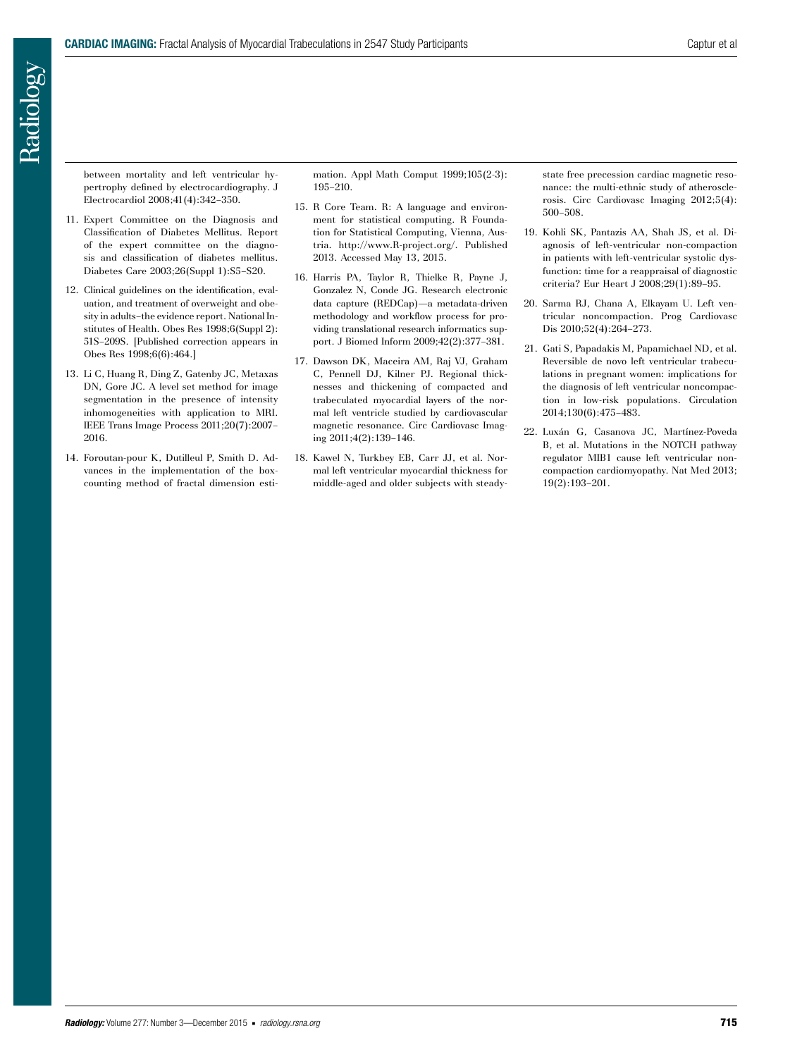between mortality and left ventricular hypertrophy defined by electrocardiography. J Electrocardiol 2008;41(4):342–350.

11. Expert Committee on the Diagnosis and Classification of Diabetes Mellitus. Report of the expert committee on the diagnosis and classification of diabetes mellitus. Diabetes Care 2003;26(Suppl 1):S5–S20.

12. Clinical guidelines on the identification, evaluation, and treatment of overweight and obesity in adults–the evidence report. National Institutes of Health. Obes Res 1998;6(Suppl 2): 51S–209S. [Published correction appears in Obes Res 1998;6(6):464.]

13. Li C, Huang R, Ding Z, Gatenby JC, Metaxas DN, Gore JC. A level set method for image segmentation in the presence of intensity inhomogeneities with application to MRI. IEEE Trans Image Process 2011;20(7):2007–2016.

14. Foroutan-pour K, Dutilleul P, Smith D. Advances in the implementation of the box-counting method of fractal dimension estimation. Appl Math Comput 1999;105(2-3): 195–210.

15. R Core Team. R: A language and environment for statistical computing. R Foundation for Statistical Computing, Vienna, Austria. http://www.R-project.org/. Published 2013. Accessed May 13, 2015.

16. Harris PA, Taylor R, Thielke R, Payne J, Gonzalez N, Conde JG. Research electronic data capture (REDCap)—a metadata-driven methodology and workflow process for providing translational research informatics support. J Biomed Inform 2009;42(2):377–381.

17. Dawson DK, Maceira AM, Raj VJ, Graham C, Pennell DJ, Kilner PJ. Regional thicknesses and thickening of compacted and trabeculated myocardial layers of the normal left ventricle studied by cardiovascular magnetic resonance. Circ Cardiovasc Imaging 2011;4(2):139–146.

18. Kawel N, Turkbey EB, Carr JJ, et al. Normal left ventricular myocardial thickness for middle-aged and older subjects with steady-state free precession cardiac magnetic resonance: the multi-ethnic study of atherosclerosis. Circ Cardiovasc Imaging 2012;5(4): 500–508.

19. Kohli SK, Pantazis AA, Shah JS, et al. Diagnosis of left-ventricular non-compaction in patients with left-ventricular systolic dysfunction: time for a reappraisal of diagnostic criteria? Eur Heart J 2008;29(1):89–95.

20. Sarma RJ, Chana A, Elkayam U. Left ventricular noncompaction. Prog Cardiovasc Dis 2010;52(4):264–273.

21. Gati S, Papadakis M, Papamichael ND, et al. Reversible de novo left ventricular trabeculations in pregnant women: implications for the diagnosis of left ventricular noncompaction in low-risk populations. Circulation 2014;130(6):475–483.

22. Luxán G, Casanova JC, Martínez-Poveda B, et al. Mutations in the NOTCH pathway regulator MIB1 cause left ventricular noncompaction cardiomyopathy. Nat Med 2013; 19(2):193–201.